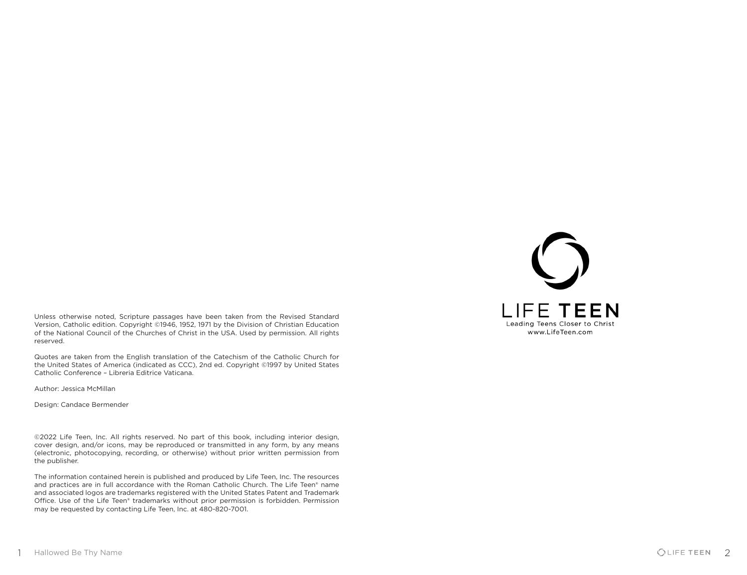Unless otherwise noted, Scripture passages have been taken from the Revised Standard Version, Catholic edition. Copyright ©1946, 1952, 1971 by the Division of Christian Education of the National Council of the Churches of Christ in the USA. Used by permission. All rights reserved.

Quotes are taken from the English translation of the Catechism of the Catholic Church for the United States of America (indicated as CCC), 2nd ed. Copyright ©1997 by United States Catholic Conference – Libreria Editrice Vaticana.

Author: Jessica McMillan

Design: Candace Bermender

©2022 Life Teen, Inc. All rights reserved. No part of this book, including interior design, cover design, and/or icons, may be reproduced or transmitted in any form, by any means (electronic, photocopying, recording, or otherwise) without prior written permission from the publisher.

The information contained herein is published and produced by Life Teen, Inc. The resources and practices are in full accordance with the Roman Catholic Church. The Life Teen® name and associated logos are trademarks registered with the United States Patent and Trademark Office. Use of the Life Teen® trademarks without prior permission is forbidden. Permission may be requested by contacting Life Teen, Inc. at 480-820-7001.

LIFE TEEN

Leading Teens Closer to Christ

www.LifeTeen.com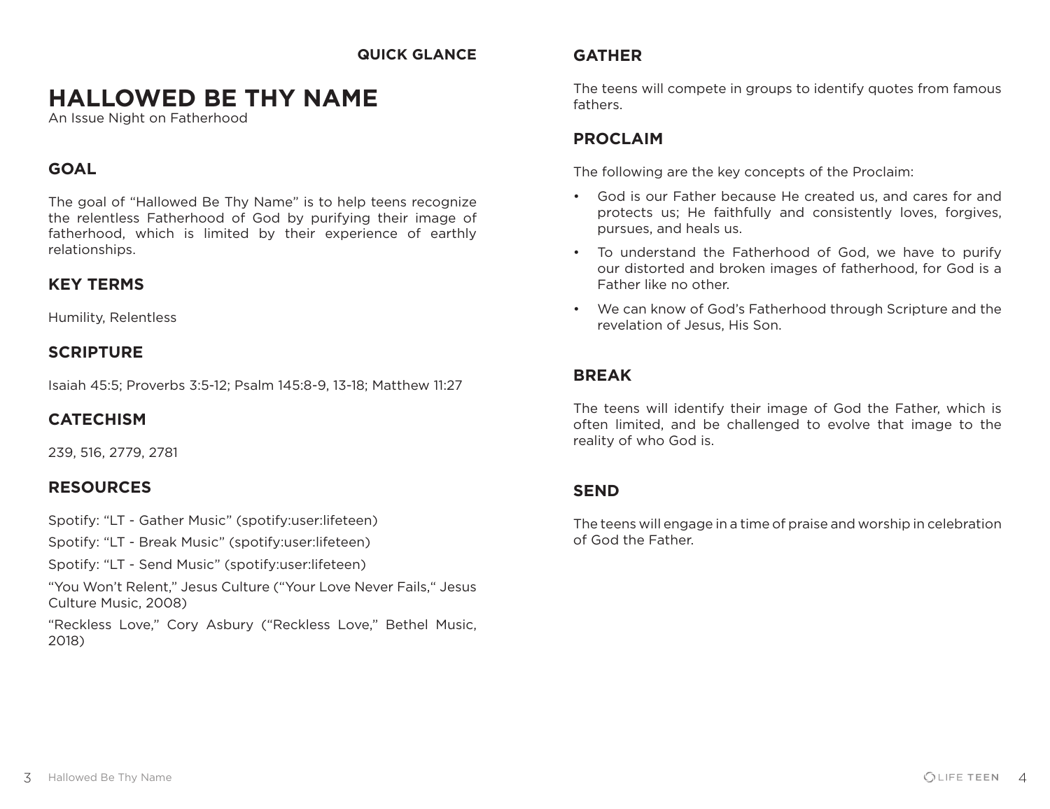**QUICK GLANCE**

# HALLOWED BE THY NAME

An Issue Night on Fatherhood

## GOAL

The goal of "Hallowed Be Thy Name" is to help teens recognize the relentless Fatherhood of God by purifying their image of fatherhood, which is limited by their experience of earthly relationships.

## KEY TERMS

Humility, Relentless

## SCRIPTURE

Isaiah 45:5; Proverbs 3:5-12; Psalm 145:8-9, 13-18; Matthew 11:27

## CATECHISM

239, 516, 2779, 2781

## RESOURCES

Spotify: "LT - Gather Music" (spotify:user:lifeteen)

Spotify: "LT - Break Music" (spotify:user:lifeteen)

Spotify: "LT - Send Music" (spotify:user:lifeteen)

"You Won't Relent," Jesus Culture ("Your Love Never Fails," Jesus Culture Music, 2008)

"Reckless Love," Cory Asbury ("Reckless Love," Bethel Music, 2018)

## GATHER

The teens will compete in groups to identify quotes from famous fathers.

## PROCLAIM

The following are the key concepts of the Proclaim:

- God is our Father because He created us, and cares for and protects us; He faithfully and consistently loves, forgives, pursues, and heals us.
- To understand the Fatherhood of God, we have to purify our distorted and broken images of fatherhood, for God is a Father like no other.
- We can know of God's Fatherhood through Scripture and the revelation of Jesus, His Son.

## BREAK

The teens will identify their image of God the Father, which is often limited, and be challenged to evolve that image to the reality of who God is.

## SEND

The teens will engage in a time of praise and worship in celebration of God the Father.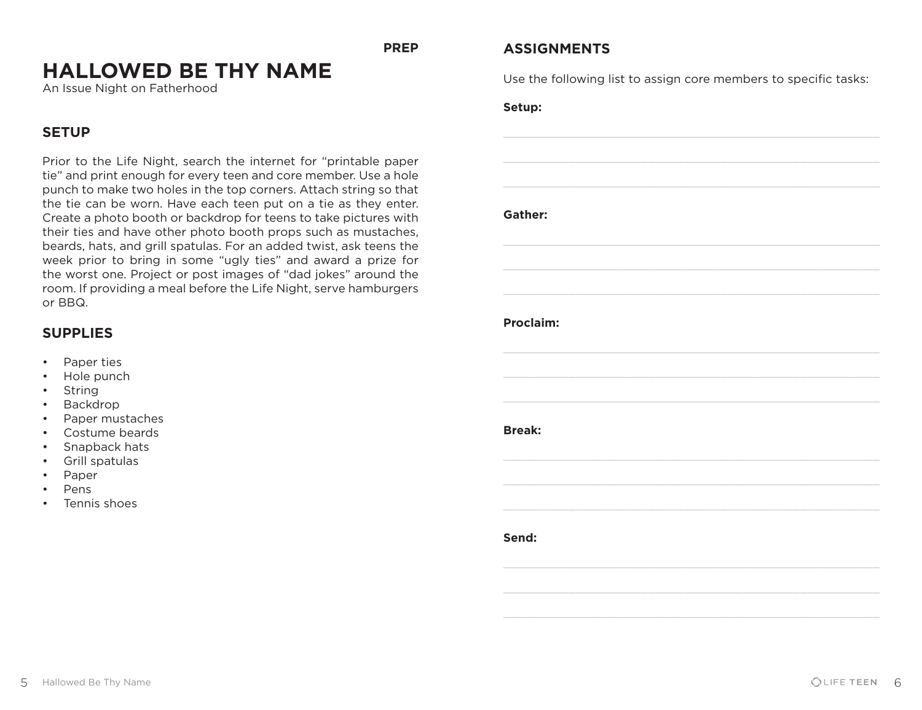PREP

# HALLOWED BE THY NAME

An Issue Night on Fatherhood

## SETUP

Prior to the Life Night, search the internet for "printable paper tie" and print enough for every teen and core member. Use a hole punch to make two holes in the top corners. Attach string so that the tie can be worn. Have each teen put on a tie as they enter. Create a photo booth or backdrop for teens to take pictures with their ties and have other photo booth props such as mustaches, beards, hats, and grill spatulas. For an added twist, ask teens the week prior to bring in some "ugly ties" and award a prize for the worst one. Project or post images of "dad jokes" around the room. If providing a meal before the Life Night, serve hamburgers or BBQ.

## SUPPLIES

- Paper ties
- Hole punch
- String
- Backdrop
- Paper mustaches
- Costume beards
- Snapback hats
- Grill spatulas
- Paper
- Pens
- Tennis shoes

## ASSIGNMENTS

Use the following list to assign core members to specific tasks:

**Setup:**

______________________________

______________________________

______________________________

**Gather:**

______________________________

______________________________

______________________________

**Proclaim:**

______________________________

______________________________

______________________________

**Break:**

______________________________

______________________________

______________________________

**Send:**

______________________________

______________________________

______________________________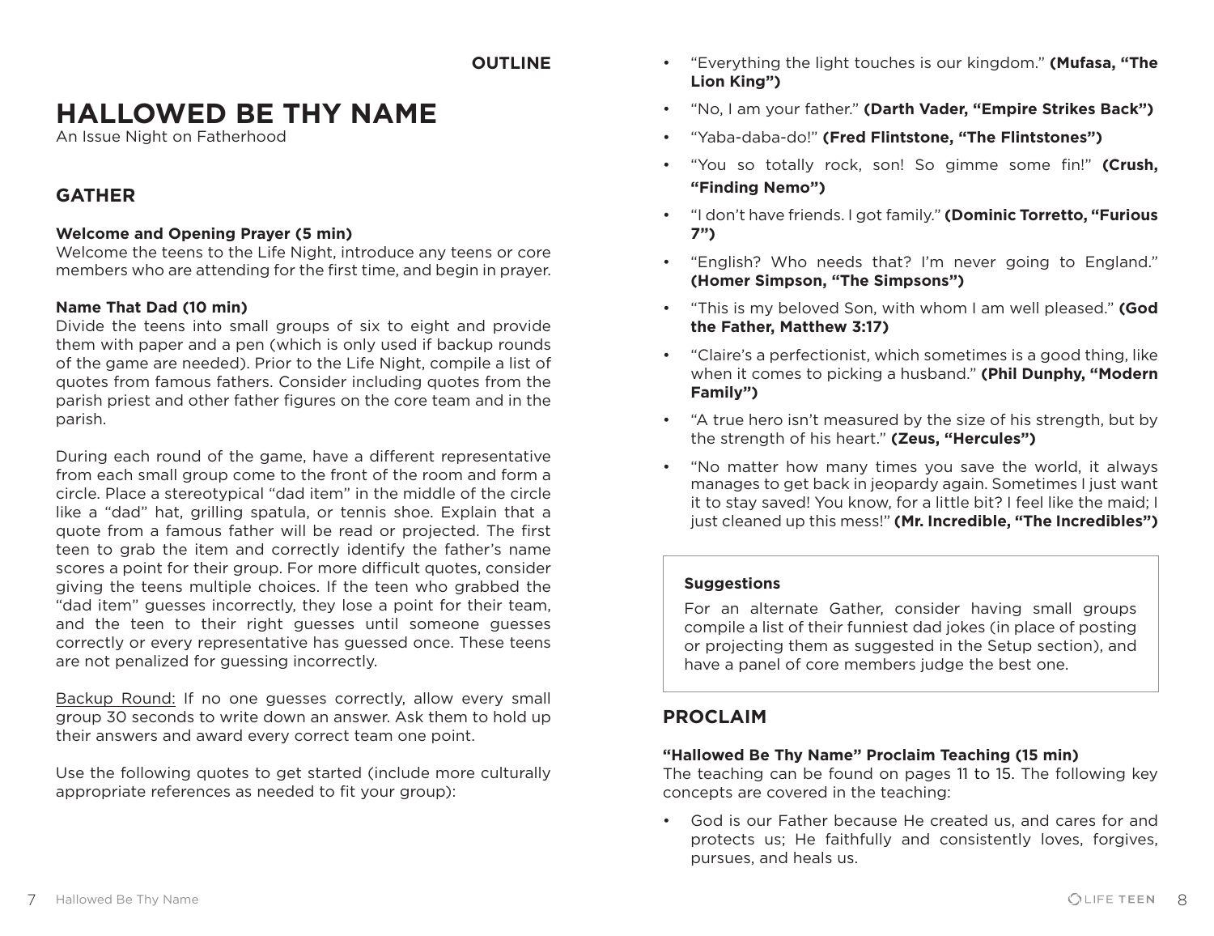**OUTLINE**

# HALLOWED BE THY NAME

An Issue Night on Fatherhood

## GATHER

**Welcome and Opening Prayer (5 min)**
Welcome the teens to the Life Night, introduce any teens or core members who are attending for the first time, and begin in prayer.

**Name That Dad (10 min)**
Divide the teens into small groups of six to eight and provide them with paper and a pen (which is only used if backup rounds of the game are needed). Prior to the Life Night, compile a list of quotes from famous fathers. Consider including quotes from the parish priest and other father figures on the core team and in the parish.

During each round of the game, have a different representative from each small group come to the front of the room and form a circle. Place a stereotypical "dad item" in the middle of the circle like a "dad" hat, grilling spatula, or tennis shoe. Explain that a quote from a famous father will be read or projected. The first teen to grab the item and correctly identify the father's name scores a point for their group. For more difficult quotes, consider giving the teens multiple choices. If the teen who grabbed the "dad item" guesses incorrectly, they lose a point for their team, and the teen to their right guesses until someone guesses correctly or every representative has guessed once. These teens are not penalized for guessing incorrectly.

<u>Backup Round:</u> If no one guesses correctly, allow every small group 30 seconds to write down an answer. Ask them to hold up their answers and award every correct team one point.

Use the following quotes to get started (include more culturally appropriate references as needed to fit your group):

- "Everything the light touches is our kingdom." **(Mufasa, "The Lion King")**
- "No, I am your father." **(Darth Vader, "Empire Strikes Back")**
- "Yaba-daba-do!" **(Fred Flintstone, "The Flintstones")**
- "You so totally rock, son! So gimme some fin!" **(Crush, "Finding Nemo")**
- "I don't have friends. I got family." **(Dominic Torretto, "Furious 7")**
- "English? Who needs that? I'm never going to England." **(Homer Simpson, "The Simpsons")**
- "This is my beloved Son, with whom I am well pleased." **(God the Father, Matthew 3:17)**
- "Claire's a perfectionist, which sometimes is a good thing, like when it comes to picking a husband." **(Phil Dunphy, "Modern Family")**
- "A true hero isn't measured by the size of his strength, but by the strength of his heart." **(Zeus, "Hercules")**
- "No matter how many times you save the world, it always manages to get back in jeopardy again. Sometimes I just want it to stay saved! You know, for a little bit? I feel like the maid; I just cleaned up this mess!" **(Mr. Incredible, "The Incredibles")**

> **Suggestions**
>
> For an alternate Gather, consider having small groups compile a list of their funniest dad jokes (in place of posting or projecting them as suggested in the Setup section), and have a panel of core members judge the best one.

## PROCLAIM

**"Hallowed Be Thy Name" Proclaim Teaching (15 min)**
The teaching can be found on pages 11 to 15. The following key concepts are covered in the teaching:

- God is our Father because He created us, and cares for and protects us; He faithfully and consistently loves, forgives, pursues, and heals us.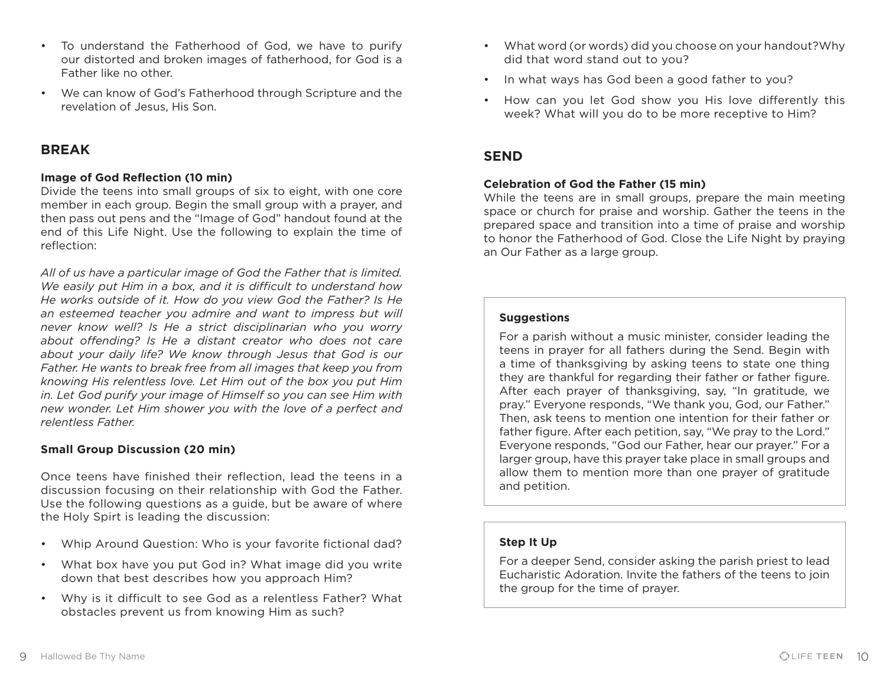- To understand the Fatherhood of God, we have to purify our distorted and broken images of fatherhood, for God is a Father like no other.
- We can know of God's Fatherhood through Scripture and the revelation of Jesus, His Son.

## BREAK

**Image of God Reflection (10 min)**
Divide the teens into small groups of six to eight, with one core member in each group. Begin the small group with a prayer, and then pass out pens and the "Image of God" handout found at the end of this Life Night. Use the following to explain the time of reflection:

*All of us have a particular image of God the Father that is limited. We easily put Him in a box, and it is difficult to understand how He works outside of it. How do you view God the Father? Is He an esteemed teacher you admire and want to impress but will never know well? Is He a strict disciplinarian who you worry about offending? Is He a distant creator who does not care about your daily life? We know through Jesus that God is our Father. He wants to break free from all images that keep you from knowing His relentless love. Let Him out of the box you put Him in. Let God purify your image of Himself so you can see Him with new wonder. Let Him shower you with the love of a perfect and relentless Father.*

**Small Group Discussion (20 min)**

Once teens have finished their reflection, lead the teens in a discussion focusing on their relationship with God the Father. Use the following questions as a guide, but be aware of where the Holy Spirt is leading the discussion:

- Whip Around Question: Who is your favorite fictional dad?
- What box have you put God in? What image did you write down that best describes how you approach Him?
- Why is it difficult to see God as a relentless Father? What obstacles prevent us from knowing Him as such?
- What word (or words) did you choose on your handout?Why did that word stand out to you?
- In what ways has God been a good father to you?
- How can you let God show you His love differently this week? What will you do to be more receptive to Him?

## SEND

**Celebration of God the Father (15 min)**
While the teens are in small groups, prepare the main meeting space or church for praise and worship. Gather the teens in the prepared space and transition into a time of praise and worship to honor the Fatherhood of God. Close the Life Night by praying an Our Father as a large group.

**Suggestions**

For a parish without a music minister, consider leading the teens in prayer for all fathers during the Send. Begin with a time of thanksgiving by asking teens to state one thing they are thankful for regarding their father or father figure. After each prayer of thanksgiving, say, "In gratitude, we pray." Everyone responds, "We thank you, God, our Father." Then, ask teens to mention one intention for their father or father figure. After each petition, say, "We pray to the Lord." Everyone responds, "God our Father, hear our prayer." For a larger group, have this prayer take place in small groups and allow them to mention more than one prayer of gratitude and petition.

**Step It Up**

For a deeper Send, consider asking the parish priest to lead Eucharistic Adoration. Invite the fathers of the teens to join the group for the time of prayer.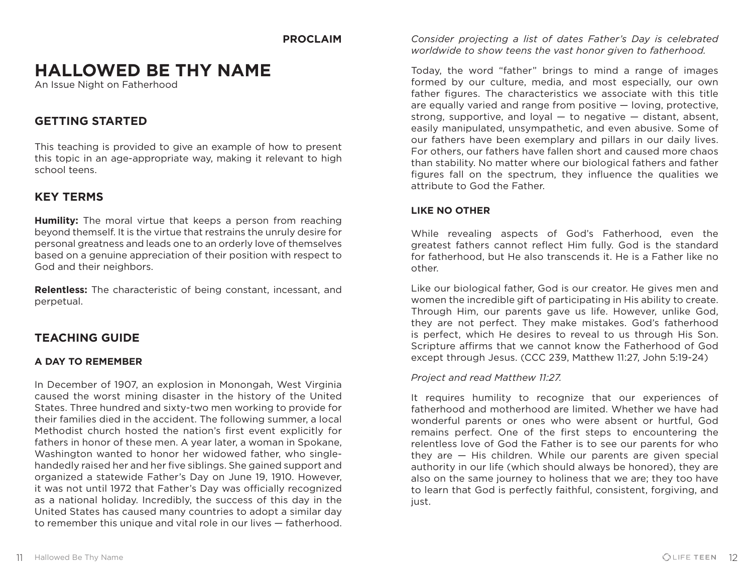PROCLAIM

# HALLOWED BE THY NAME

An Issue Night on Fatherhood

## GETTING STARTED

This teaching is provided to give an example of how to present this topic in an age-appropriate way, making it relevant to high school teens.

## KEY TERMS

**Humility:** The moral virtue that keeps a person from reaching beyond themself. It is the virtue that restrains the unruly desire for personal greatness and leads one to an orderly love of themselves based on a genuine appreciation of their position with respect to God and their neighbors.

**Relentless:** The characteristic of being constant, incessant, and perpetual.

## TEACHING GUIDE

### A DAY TO REMEMBER

In December of 1907, an explosion in Monongah, West Virginia caused the worst mining disaster in the history of the United States. Three hundred and sixty-two men working to provide for their families died in the accident. The following summer, a local Methodist church hosted the nation's first event explicitly for fathers in honor of these men. A year later, a woman in Spokane, Washington wanted to honor her widowed father, who single-handedly raised her and her five siblings. She gained support and organized a statewide Father's Day on June 19, 1910. However, it was not until 1972 that Father's Day was officially recognized as a national holiday. Incredibly, the success of this day in the United States has caused many countries to adopt a similar day to remember this unique and vital role in our lives — fatherhood.

*Consider projecting a list of dates Father's Day is celebrated worldwide to show teens the vast honor given to fatherhood.*

Today, the word "father" brings to mind a range of images formed by our culture, media, and most especially, our own father figures. The characteristics we associate with this title are equally varied and range from positive — loving, protective, strong, supportive, and loyal — to negative — distant, absent, easily manipulated, unsympathetic, and even abusive. Some of our fathers have been exemplary and pillars in our daily lives. For others, our fathers have fallen short and caused more chaos than stability. No matter where our biological fathers and father figures fall on the spectrum, they influence the qualities we attribute to God the Father.

### LIKE NO OTHER

While revealing aspects of God's Fatherhood, even the greatest fathers cannot reflect Him fully. God is the standard for fatherhood, but He also transcends it. He is a Father like no other.

Like our biological father, God is our creator. He gives men and women the incredible gift of participating in His ability to create. Through Him, our parents gave us life. However, unlike God, they are not perfect. They make mistakes. God's fatherhood is perfect, which He desires to reveal to us through His Son. Scripture affirms that we cannot know the Fatherhood of God except through Jesus. (CCC 239, Matthew 11:27, John 5:19-24)

*Project and read Matthew 11:27.*

It requires humility to recognize that our experiences of fatherhood and motherhood are limited. Whether we have had wonderful parents or ones who were absent or hurtful, God remains perfect. One of the first steps to encountering the relentless love of God the Father is to see our parents for who they are — His children. While our parents are given special authority in our life (which should always be honored), they are also on the same journey to holiness that we are; they too have to learn that God is perfectly faithful, consistent, forgiving, and just.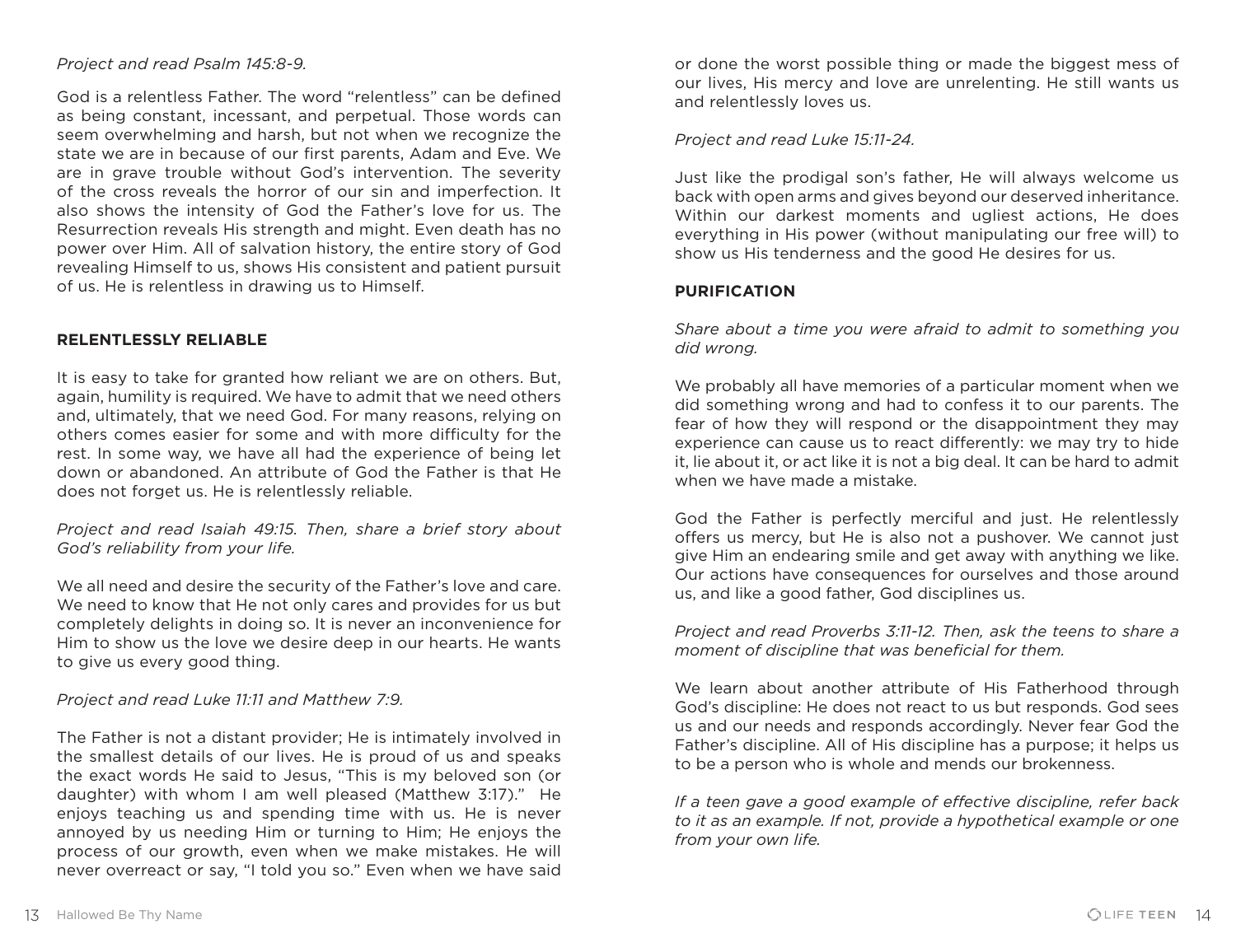*Project and read Psalm 145:8-9.*

God is a relentless Father. The word "relentless" can be defined as being constant, incessant, and perpetual. Those words can seem overwhelming and harsh, but not when we recognize the state we are in because of our first parents, Adam and Eve. We are in grave trouble without God's intervention. The severity of the cross reveals the horror of our sin and imperfection. It also shows the intensity of God the Father's love for us. The Resurrection reveals His strength and might. Even death has no power over Him. All of salvation history, the entire story of God revealing Himself to us, shows His consistent and patient pursuit of us. He is relentless in drawing us to Himself.

**RELENTLESSLY RELIABLE**

It is easy to take for granted how reliant we are on others. But, again, humility is required. We have to admit that we need others and, ultimately, that we need God. For many reasons, relying on others comes easier for some and with more difficulty for the rest. In some way, we have all had the experience of being let down or abandoned. An attribute of God the Father is that He does not forget us. He is relentlessly reliable.

*Project and read Isaiah 49:15. Then, share a brief story about God's reliability from your life.*

We all need and desire the security of the Father's love and care. We need to know that He not only cares and provides for us but completely delights in doing so. It is never an inconvenience for Him to show us the love we desire deep in our hearts. He wants to give us every good thing.

*Project and read Luke 11:11 and Matthew 7:9.*

The Father is not a distant provider; He is intimately involved in the smallest details of our lives. He is proud of us and speaks the exact words He said to Jesus, "This is my beloved son (or daughter) with whom I am well pleased (Matthew 3:17)." He enjoys teaching us and spending time with us. He is never annoyed by us needing Him or turning to Him; He enjoys the process of our growth, even when we make mistakes. He will never overreact or say, "I told you so." Even when we have said or done the worst possible thing or made the biggest mess of our lives, His mercy and love are unrelenting. He still wants us and relentlessly loves us.

*Project and read Luke 15:11-24.*

Just like the prodigal son's father, He will always welcome us back with open arms and gives beyond our deserved inheritance. Within our darkest moments and ugliest actions, He does everything in His power (without manipulating our free will) to show us His tenderness and the good He desires for us.

**PURIFICATION**

*Share about a time you were afraid to admit to something you did wrong.*

We probably all have memories of a particular moment when we did something wrong and had to confess it to our parents. The fear of how they will respond or the disappointment they may experience can cause us to react differently: we may try to hide it, lie about it, or act like it is not a big deal. It can be hard to admit when we have made a mistake.

God the Father is perfectly merciful and just. He relentlessly offers us mercy, but He is also not a pushover. We cannot just give Him an endearing smile and get away with anything we like. Our actions have consequences for ourselves and those around us, and like a good father, God disciplines us.

*Project and read Proverbs 3:11-12. Then, ask the teens to share a moment of discipline that was beneficial for them.*

We learn about another attribute of His Fatherhood through God's discipline: He does not react to us but responds. God sees us and our needs and responds accordingly. Never fear God the Father's discipline. All of His discipline has a purpose; it helps us to be a person who is whole and mends our brokenness.

*If a teen gave a good example of effective discipline, refer back to it as an example. If not, provide a hypothetical example or one from your own life.*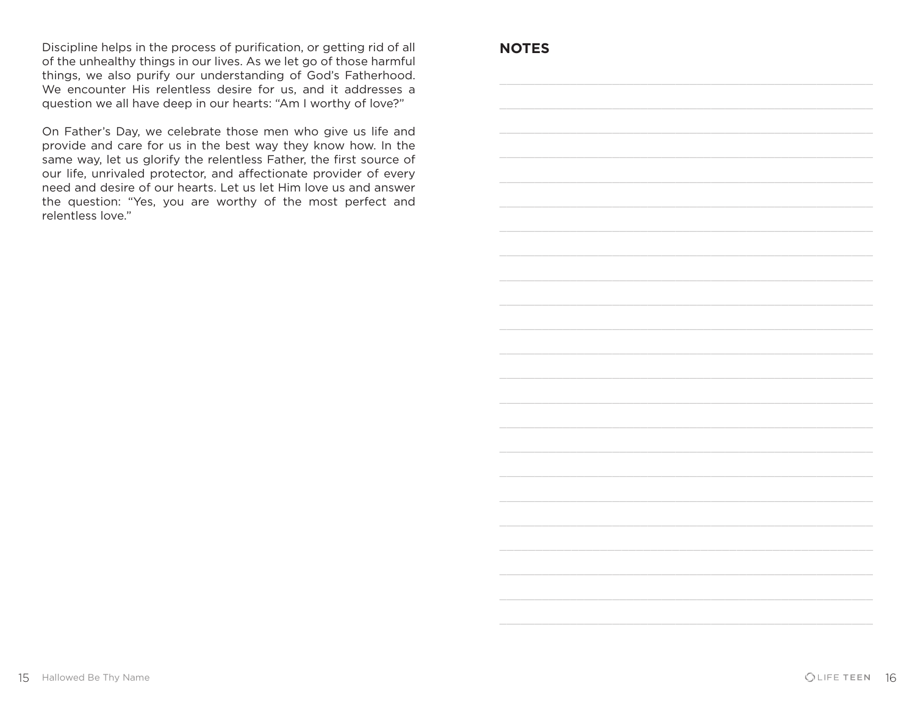Discipline helps in the process of purification, or getting rid of all of the unhealthy things in our lives. As we let go of those harmful things, we also purify our understanding of God's Fatherhood. We encounter His relentless desire for us, and it addresses a question we all have deep in our hearts: "Am I worthy of love?"

On Father's Day, we celebrate those men who give us life and provide and care for us in the best way they know how. In the same way, let us glorify the relentless Father, the first source of our life, unrivaled protector, and affectionate provider of every need and desire of our hearts. Let us let Him love us and answer the question: "Yes, you are worthy of the most perfect and relentless love."

## NOTES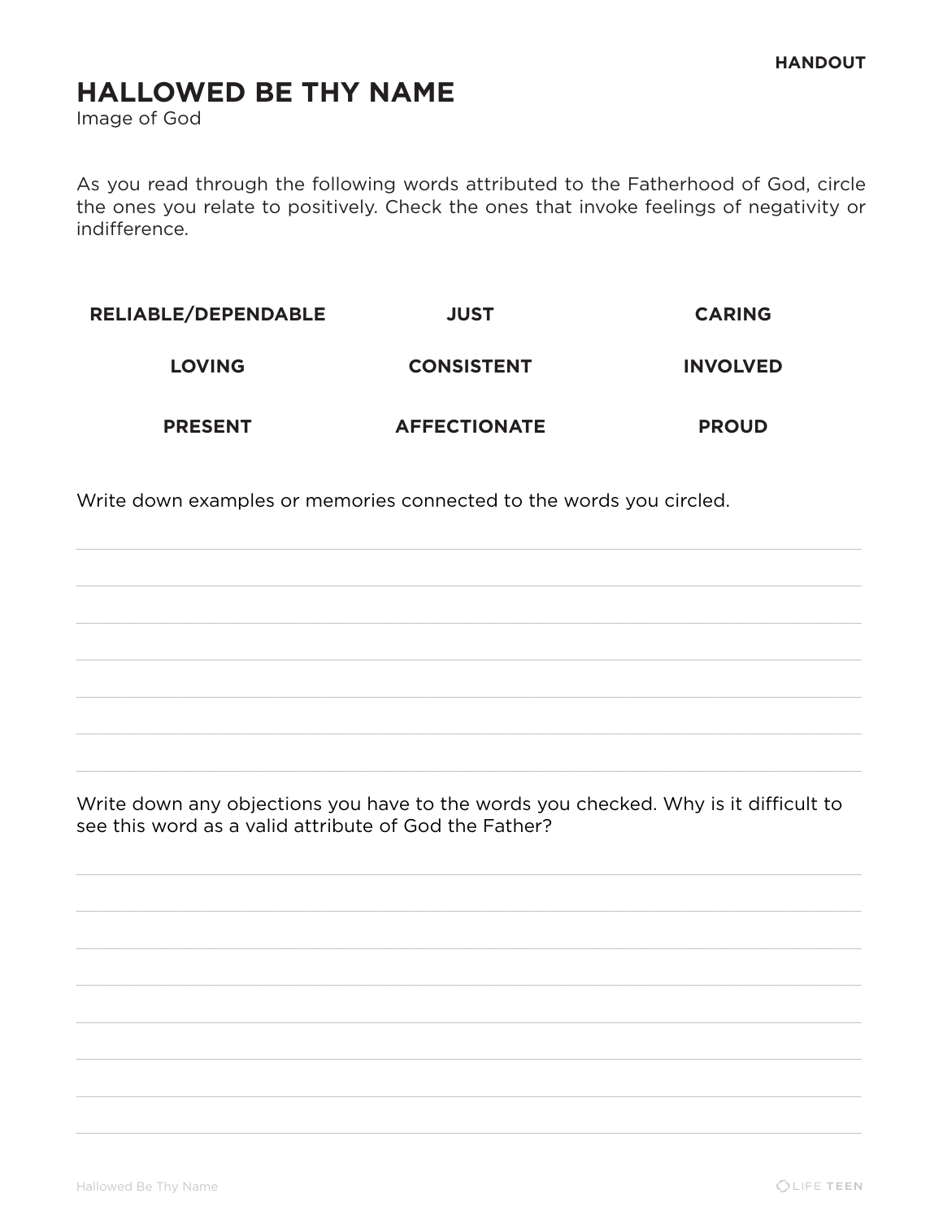HANDOUT

# HALLOWED BE THY NAME

Image of God

As you read through the following words attributed to the Fatherhood of God, circle the ones you relate to positively. Check the ones that invoke feelings of negativity or indifference.

| | | |
|---|---|---|
| **RELIABLE/DEPENDABLE** | **JUST** | **CARING** |
| **LOVING** | **CONSISTENT** | **INVOLVED** |
| **PRESENT** | **AFFECTIONATE** | **PROUD** |

Write down examples or memories connected to the words you circled.

\_\_\_\_\_\_\_\_\_\_\_\_\_\_\_\_\_\_\_\_\_\_\_\_\_\_\_\_\_\_\_\_\_\_\_\_\_\_\_\_\_\_\_\_\_\_\_\_\_\_\_\_\_\_\_\_\_\_\_\_

\_\_\_\_\_\_\_\_\_\_\_\_\_\_\_\_\_\_\_\_\_\_\_\_\_\_\_\_\_\_\_\_\_\_\_\_\_\_\_\_\_\_\_\_\_\_\_\_\_\_\_\_\_\_\_\_\_\_\_\_

\_\_\_\_\_\_\_\_\_\_\_\_\_\_\_\_\_\_\_\_\_\_\_\_\_\_\_\_\_\_\_\_\_\_\_\_\_\_\_\_\_\_\_\_\_\_\_\_\_\_\_\_\_\_\_\_\_\_\_\_

\_\_\_\_\_\_\_\_\_\_\_\_\_\_\_\_\_\_\_\_\_\_\_\_\_\_\_\_\_\_\_\_\_\_\_\_\_\_\_\_\_\_\_\_\_\_\_\_\_\_\_\_\_\_\_\_\_\_\_\_

\_\_\_\_\_\_\_\_\_\_\_\_\_\_\_\_\_\_\_\_\_\_\_\_\_\_\_\_\_\_\_\_\_\_\_\_\_\_\_\_\_\_\_\_\_\_\_\_\_\_\_\_\_\_\_\_\_\_\_\_

\_\_\_\_\_\_\_\_\_\_\_\_\_\_\_\_\_\_\_\_\_\_\_\_\_\_\_\_\_\_\_\_\_\_\_\_\_\_\_\_\_\_\_\_\_\_\_\_\_\_\_\_\_\_\_\_\_\_\_\_

\_\_\_\_\_\_\_\_\_\_\_\_\_\_\_\_\_\_\_\_\_\_\_\_\_\_\_\_\_\_\_\_\_\_\_\_\_\_\_\_\_\_\_\_\_\_\_\_\_\_\_\_\_\_\_\_\_\_\_\_

Write down any objections you have to the words you checked. Why is it difficult to see this word as a valid attribute of God the Father?

\_\_\_\_\_\_\_\_\_\_\_\_\_\_\_\_\_\_\_\_\_\_\_\_\_\_\_\_\_\_\_\_\_\_\_\_\_\_\_\_\_\_\_\_\_\_\_\_\_\_\_\_\_\_\_\_\_\_\_\_

\_\_\_\_\_\_\_\_\_\_\_\_\_\_\_\_\_\_\_\_\_\_\_\_\_\_\_\_\_\_\_\_\_\_\_\_\_\_\_\_\_\_\_\_\_\_\_\_\_\_\_\_\_\_\_\_\_\_\_\_

\_\_\_\_\_\_\_\_\_\_\_\_\_\_\_\_\_\_\_\_\_\_\_\_\_\_\_\_\_\_\_\_\_\_\_\_\_\_\_\_\_\_\_\_\_\_\_\_\_\_\_\_\_\_\_\_\_\_\_\_

\_\_\_\_\_\_\_\_\_\_\_\_\_\_\_\_\_\_\_\_\_\_\_\_\_\_\_\_\_\_\_\_\_\_\_\_\_\_\_\_\_\_\_\_\_\_\_\_\_\_\_\_\_\_\_\_\_\_\_\_

\_\_\_\_\_\_\_\_\_\_\_\_\_\_\_\_\_\_\_\_\_\_\_\_\_\_\_\_\_\_\_\_\_\_\_\_\_\_\_\_\_\_\_\_\_\_\_\_\_\_\_\_\_\_\_\_\_\_\_\_

\_\_\_\_\_\_\_\_\_\_\_\_\_\_\_\_\_\_\_\_\_\_\_\_\_\_\_\_\_\_\_\_\_\_\_\_\_\_\_\_\_\_\_\_\_\_\_\_\_\_\_\_\_\_\_\_\_\_\_\_

\_\_\_\_\_\_\_\_\_\_\_\_\_\_\_\_\_\_\_\_\_\_\_\_\_\_\_\_\_\_\_\_\_\_\_\_\_\_\_\_\_\_\_\_\_\_\_\_\_\_\_\_\_\_\_\_\_\_\_\_

\_\_\_\_\_\_\_\_\_\_\_\_\_\_\_\_\_\_\_\_\_\_\_\_\_\_\_\_\_\_\_\_\_\_\_\_\_\_\_\_\_\_\_\_\_\_\_\_\_\_\_\_\_\_\_\_\_\_\_\_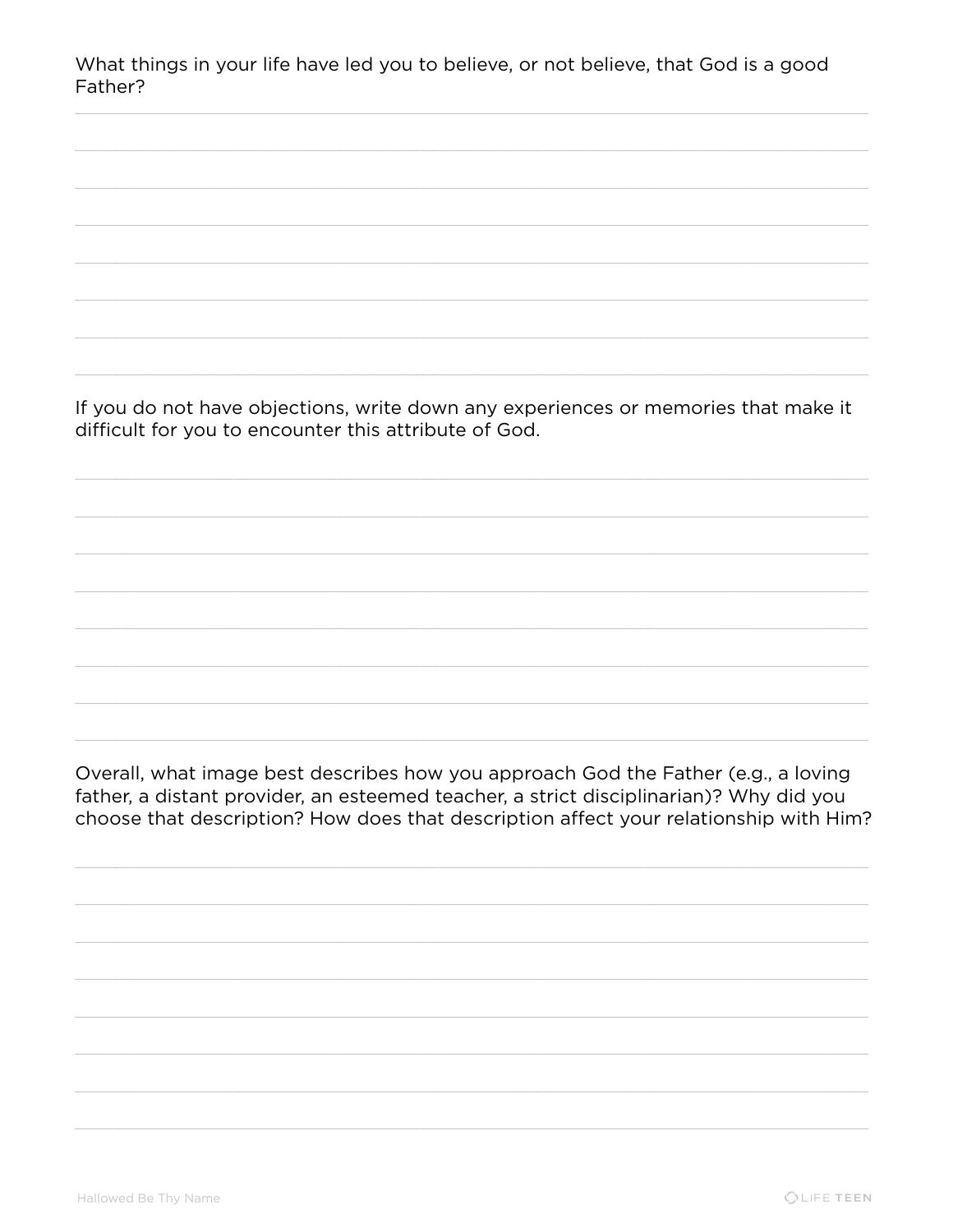What things in your life have led you to believe, or not believe, that God is a good Father?

If you do not have objections, write down any experiences or memories that make it difficult for you to encounter this attribute of God.

Overall, what image best describes how you approach God the Father (e.g., a loving father, a distant provider, an esteemed teacher, a strict disciplinarian)? Why did you choose that description? How does that description affect your relationship with Him?